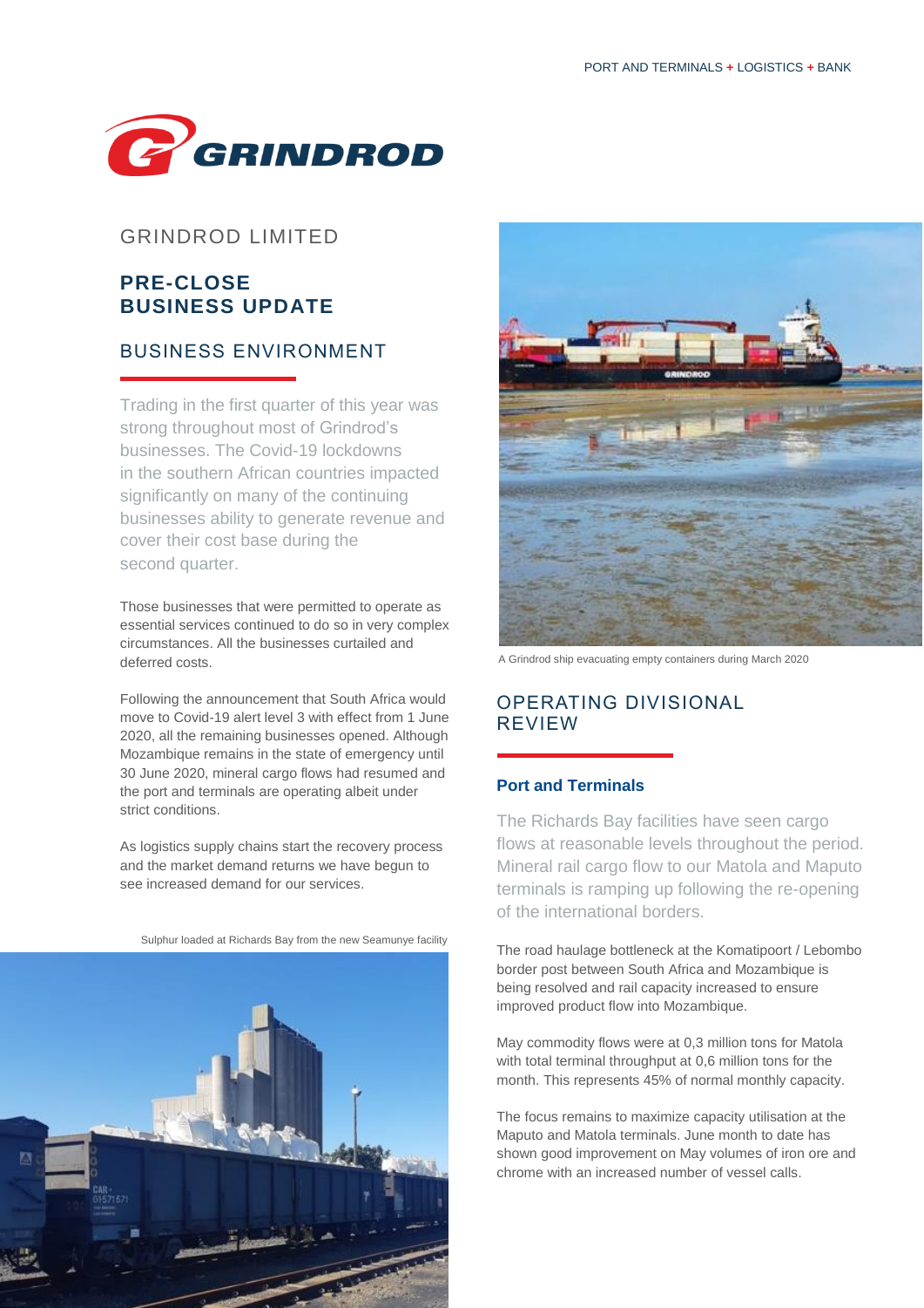# GRINDROD LIMITED

## PRE-CLOSE BUSINESS UPDATE

## BUSINESS ENVIRONMENT

Trading in the first quarter of this year was strong throughout most of Grindrod's businesses. The Covid-19 lockdowns in the southern African countries impacted significantly on many of the continuing businesses ability to generate revenue and cover their cost base during the second quarter.

Those businesses that were permitted to operate as essential services continued to do so in very complex circumstances. All the businesses curtailed and deferred costs.

Following the announcement that South Africa would move to Covid-19 alert level 3 with effect from 1 June 2020, all the remaining businesses opened. Although Mozambique remains in the state of emergency until 30 June 2020, mineral cargo flows had resumed and the port and terminals are operating albeit under strict conditions.

As logistics supply chains start the recovery process and the market demand returns we have begun to see increased demand for our services.

Sulphur loaded at Richards Bay from the new Seamunye facility

A Grindrod ship evacuating empty containers during March 2020

## OPERATING DIVISIONAL REVIEW

### Port and Terminals

The Richards Bay facilities have seen cargo flows at reasonable levels throughout the period. Mineral rail cargo flow to our Matola and Maputo terminals is ramping up following the re-opening of the international borders.

The road haulage bottleneck at the Komatipoort / Lebombo border post between South Africa and Mozambique is being resolved and rail capacity increased to ensure improved product flow into Mozambique.

May commodity flows were at 0,3 million tons for Matola with total terminal throughput at 0,6 million tons for the month. This represents 45% of normal monthly capacity.

The focus remains to maximize capacity utilisation at the Maputo and Matola terminals. June month to date has shown good improvement on May volumes of iron ore and chrome with an increased number of vessel calls.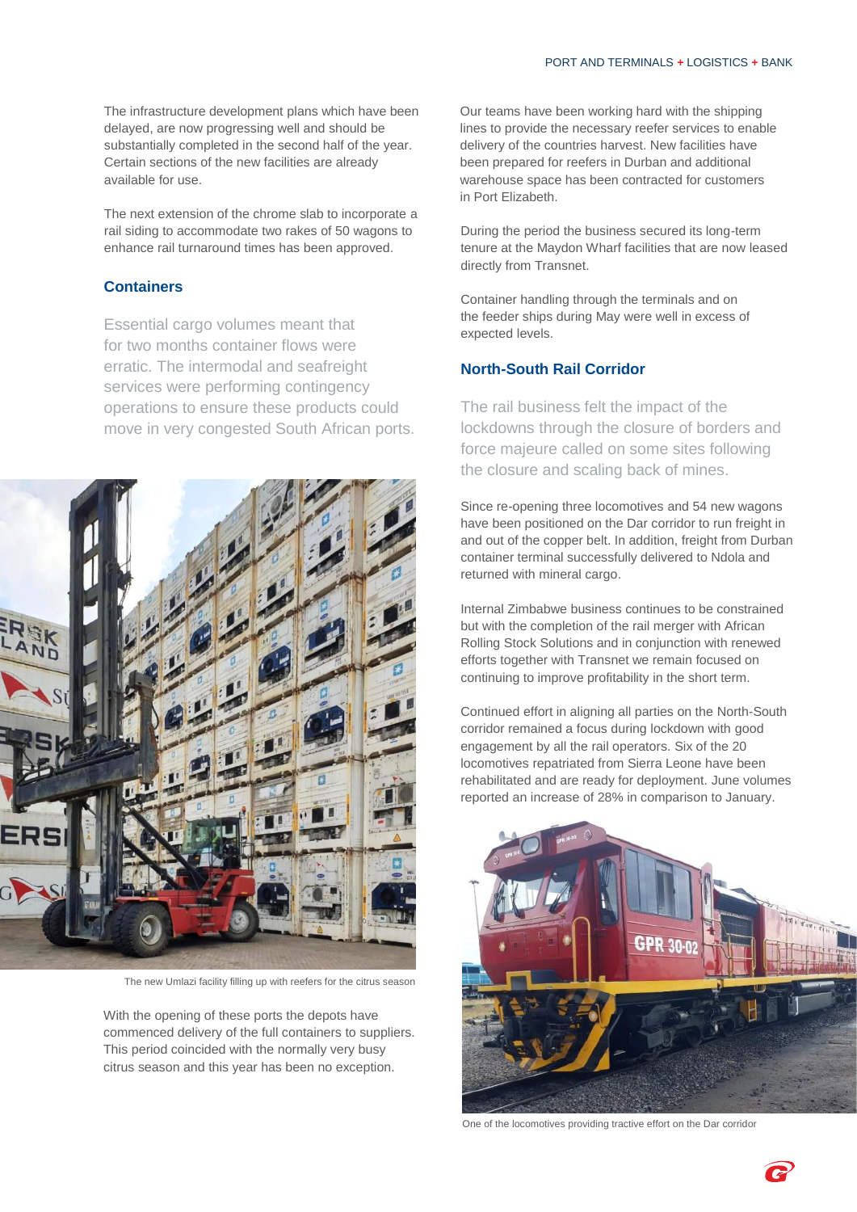The infrastructure development plans which have been delayed, are now progressing well and should be substantially completed in the second half of the year. Certain sections of the new facilities are already available for use.

The next extension of the chrome slab to incorporate a rail siding to accommodate two rakes of 50 wagons to enhance rail turnaround times has been approved.

## Containers

Essential cargo volumes meant that for two months container flows were erratic. The intermodal and seafreight services were performing contingency operations to ensure these products could move in very congested South African ports.

The new Umlazi facility filling up with reefers for the citrus season

With the opening of these ports the depots have commenced delivery of the full containers to suppliers. This period coincided with the normally very busy citrus season and this year has been no exception.

Our teams have been working hard with the shipping lines to provide the necessary reefer services to enable delivery of the countries harvest. New facilities have been prepared for reefers in Durban and additional warehouse space has been contracted for customers in Port Elizabeth.

During the period the business secured its long-term tenure at the Maydon Wharf facilities that are now leased directly from Transnet.

Container handling through the terminals and on the feeder ships during May were well in excess of expected levels.

## North-South Rail Corridor

The rail business felt the impact of the lockdowns through the closure of borders and force majeure called on some sites following the closure and scaling back of mines.

Since re-opening three locomotives and 54 new wagons have been positioned on the Dar corridor to run freight in and out of the copper belt. In addition, freight from Durban container terminal successfully delivered to Ndola and returned with mineral cargo.

Internal Zimbabwe business continues to be constrained but with the completion of the rail merger with African Rolling Stock Solutions and in conjunction with renewed efforts together with Transnet we remain focused on continuing to improve profitability in the short term.

Continued effort in aligning all parties on the North-South corridor remained a focus during lockdown with good engagement by all the rail operators. Six of the 20 locomotives repatriated from Sierra Leone have been rehabilitated and are ready for deployment. June volumes reported an increase of 28% in comparison to January.

One of the locomotives providing tractive effort on the Dar corridor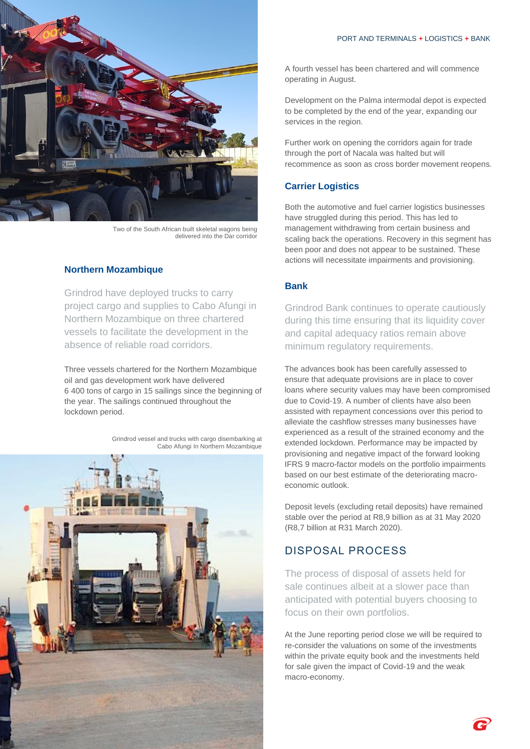Two of the South African built skeletal wagons being delivered into the Dar corridor

### Northern Mozambique

Grindrod have deployed trucks to carry project cargo and supplies to Cabo Afungi in Northern Mozambique on three chartered vessels to facilitate the development in the absence of reliable road corridors.

Three vessels chartered for the Northern Mozambique oil and gas development work have delivered 6 400 tons of cargo in 15 sailings since the beginning of the year. The sailings continued throughout the lockdown period.

Grindrod vessel and trucks with cargo disembarking at Cabo Afungi In Northern Mozambique

A fourth vessel has been chartered and will commence operating in August.

Development on the Palma intermodal depot is expected to be completed by the end of the year, expanding our services in the region.

Further work on opening the corridors again for trade through the port of Nacala was halted but will recommence as soon as cross border movement reopens.

### Carrier Logistics

Both the automotive and fuel carrier logistics businesses have struggled during this period. This has led to management withdrawing from certain business and scaling back the operations. Recovery in this segment has been poor and does not appear to be sustained. These actions will necessitate impairments and provisioning.

### Bank

Grindrod Bank continues to operate cautiously during this time ensuring that its liquidity cover and capital adequacy ratios remain above minimum regulatory requirements.

The advances book has been carefully assessed to ensure that adequate provisions are in place to cover loans where security values may have been compromised due to Covid-19. A number of clients have also been assisted with repayment concessions over this period to alleviate the cashflow stresses many businesses have experienced as a result of the strained economy and the extended lockdown. Performance may be impacted by provisioning and negative impact of the forward looking IFRS 9 macro-factor models on the portfolio impairments based on our best estimate of the deteriorating macro-economic outlook.

Deposit levels (excluding retail deposits) have remained stable over the period at R8,9 billion as at 31 May 2020 (R8,7 billion at R31 March 2020).

## DISPOSAL PROCESS

The process of disposal of assets held for sale continues albeit at a slower pace than anticipated with potential buyers choosing to focus on their own portfolios.

At the June reporting period close we will be required to re-consider the valuations on some of the investments within the private equity book and the investments held for sale given the impact of Covid-19 and the weak macro-economy.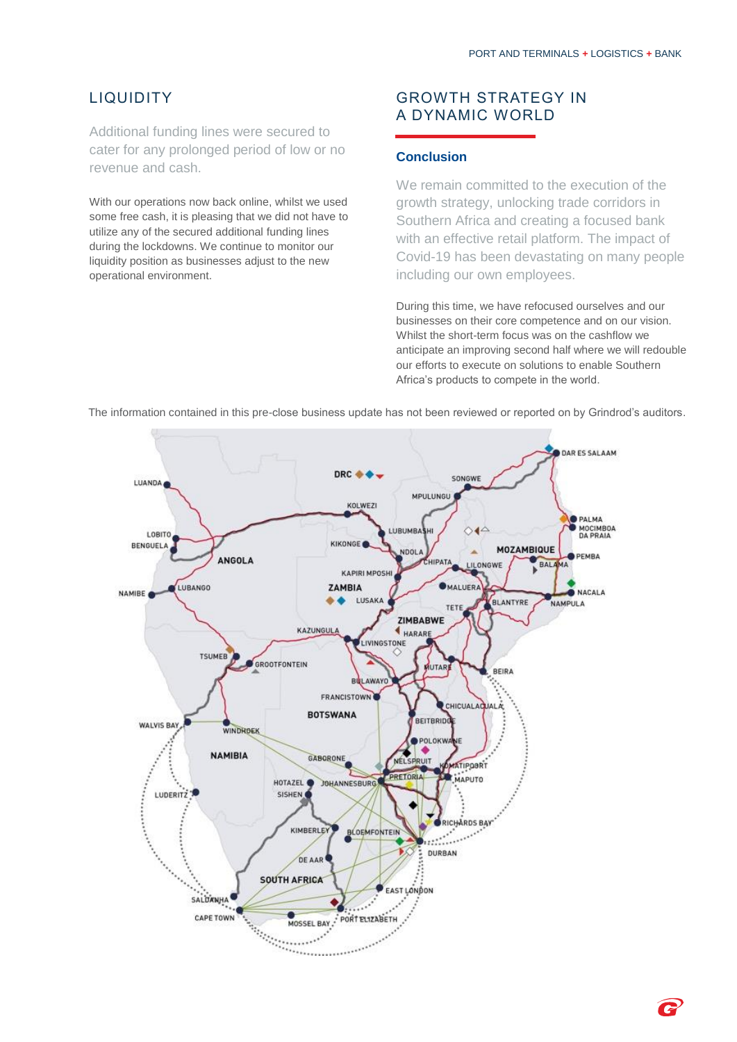## LIQUIDITY

Additional funding lines were secured to cater for any prolonged period of low or no revenue and cash.

With our operations now back online, whilst we used some free cash, it is pleasing that we did not have to utilize any of the secured additional funding lines during the lockdowns. We continue to monitor our liquidity position as businesses adjust to the new operational environment.

## GROWTH STRATEGY IN A DYNAMIC WORLD

### Conclusion

We remain committed to the execution of the growth strategy, unlocking trade corridors in Southern Africa and creating a focused bank with an effective retail platform. The impact of Covid-19 has been devastating on many people including our own employees.

During this time, we have refocused ourselves and our businesses on their core competence and on our vision. Whilst the short-term focus was on the cashflow we anticipate an improving second half where we will redouble our efforts to execute on solutions to enable Southern Africa's products to compete in the world.

The information contained in this pre-close business update has not been reviewed or reported on by Grindrod's auditors.

DAR ES SALAAM
DRC
LUANDA
SONGWE
MPULUNGU
KOLWEZI
LUBUMBASHI
LOBITO
BENGUELA
KIKONGE
PALMA
MOCIMBOA DA PRAIA
NDOLA
MOZAMBIQUE
PEMBA
ANGOLA
CHIPATA
LILONGWE
BALAMA
KAPIRI MPOSHI
ZAMBIA
MALUERA
NAMIBE
LUBANGO
NACALA
LUSAKA
BLANTYRE
NAMPULA
TETE
ZIMBABWE
KAZUNGULA
HARARE
LIVINGSTONE
TSUMEB
GROOTFONTEIN
MUTARE
BEIRA
BULAWAYO
FRANCISTOWN
CHICUALACUALA
BOTSWANA
WALVIS BAY
BEITBRIDGE
WINDHOEK
POLOKWANE
NAMIBIA
GABORONE
NELSPRUIT
KOMATIPOORT
PRETORIA
MAPUTO
HOTAZEL
JOHANNESBURG
LUDERITZ
SISHEN
RICHARDS BAY
KIMBERLEY
BLOEMFONTEIN
DURBAN
DE AAR
SOUTH AFRICA
EAST LONDON
SALDANHA
CAPE TOWN
MOSSEL BAY
PORT ELIZABETH